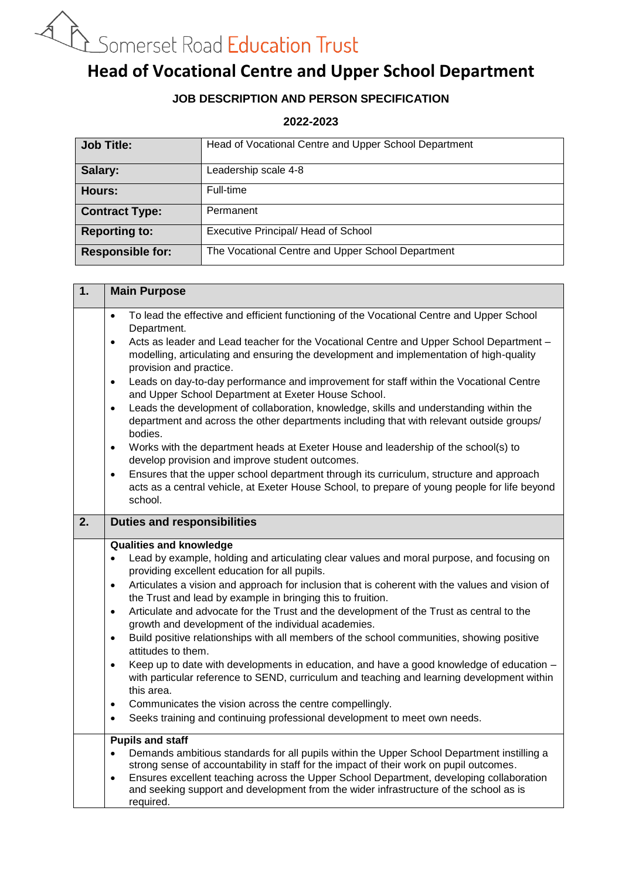Somerset Road Education Trust

# Head of Vocational Centre and Upper School Department

### JOB DESCRIPTION AND PERSON SPECIFICATION

### 2022-2023

| **Job Title:** | Head of Vocational Centre and Upper School Department |
|---|---|
| **Salary:** | Leadership scale 4-8 |
| **Hours:** | Full-time |
| **Contract Type:** | Permanent |
| **Reporting to:** | Executive Principal/ Head of School |
| **Responsible for:** | The Vocational Centre and Upper School Department |

## 1. Main Purpose

- To lead the effective and efficient functioning of the Vocational Centre and Upper School Department.
- Acts as leader and Lead teacher for the Vocational Centre and Upper School Department – modelling, articulating and ensuring the development and implementation of high-quality provision and practice.
- Leads on day-to-day performance and improvement for staff within the Vocational Centre and Upper School Department at Exeter House School.
- Leads the development of collaboration, knowledge, skills and understanding within the department and across the other departments including that with relevant outside groups/ bodies.
- Works with the department heads at Exeter House and leadership of the school(s) to develop provision and improve student outcomes.
- Ensures that the upper school department through its curriculum, structure and approach acts as a central vehicle, at Exeter House School, to prepare of young people for life beyond school.

## 2. Duties and responsibilities

**Qualities and knowledge**

- Lead by example, holding and articulating clear values and moral purpose, and focusing on providing excellent education for all pupils.
- Articulates a vision and approach for inclusion that is coherent with the values and vision of the Trust and lead by example in bringing this to fruition.
- Articulate and advocate for the Trust and the development of the Trust as central to the growth and development of the individual academies.
- Build positive relationships with all members of the school communities, showing positive attitudes to them.
- Keep up to date with developments in education, and have a good knowledge of education – with particular reference to SEND, curriculum and teaching and learning development within this area.
- Communicates the vision across the centre compellingly.
- Seeks training and continuing professional development to meet own needs.

**Pupils and staff**

- Demands ambitious standards for all pupils within the Upper School Department instilling a strong sense of accountability in staff for the impact of their work on pupil outcomes.
- Ensures excellent teaching across the Upper School Department, developing collaboration and seeking support and development from the wider infrastructure of the school as is required.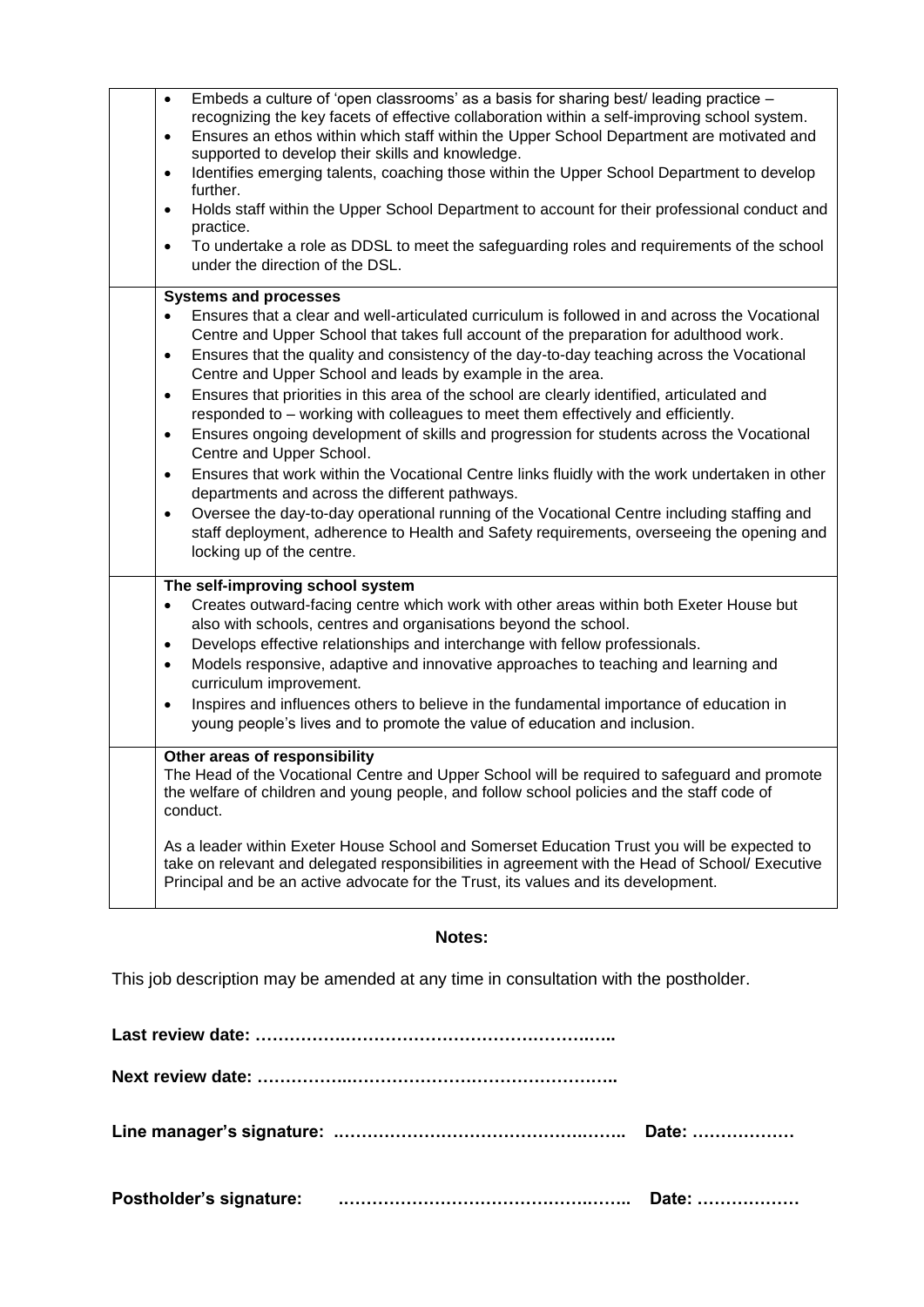| | |
|---|---|
| | - Embeds a culture of 'open classrooms' as a basis for sharing best/ leading practice – recognizing the key facets of effective collaboration within a self-improving school system.<br>- Ensures an ethos within which staff within the Upper School Department are motivated and supported to develop their skills and knowledge.<br>- Identifies emerging talents, coaching those within the Upper School Department to develop further.<br>- Holds staff within the Upper School Department to account for their professional conduct and practice.<br>- To undertake a role as DDSL to meet the safeguarding roles and requirements of the school under the direction of the DSL. |
| | **Systems and processes**<br>- Ensures that a clear and well-articulated curriculum is followed in and across the Vocational Centre and Upper School that takes full account of the preparation for adulthood work.<br>- Ensures that the quality and consistency of the day-to-day teaching across the Vocational Centre and Upper School and leads by example in the area.<br>- Ensures that priorities in this area of the school are clearly identified, articulated and responded to – working with colleagues to meet them effectively and efficiently.<br>- Ensures ongoing development of skills and progression for students across the Vocational Centre and Upper School.<br>- Ensures that work within the Vocational Centre links fluidly with the work undertaken in other departments and across the different pathways.<br>- Oversee the day-to-day operational running of the Vocational Centre including staffing and staff deployment, adherence to Health and Safety requirements, overseeing the opening and locking up of the centre. |
| | **The self-improving school system**<br>- Creates outward-facing centre which work with other areas within both Exeter House but also with schools, centres and organisations beyond the school.<br>- Develops effective relationships and interchange with fellow professionals.<br>- Models responsive, adaptive and innovative approaches to teaching and learning and curriculum improvement.<br>- Inspires and influences others to believe in the fundamental importance of education in young people's lives and to promote the value of education and inclusion. |
| | **Other areas of responsibility**<br>The Head of the Vocational Centre and Upper School will be required to safeguard and promote the welfare of children and young people, and follow school policies and the staff code of conduct.<br><br>As a leader within Exeter House School and Somerset Education Trust you will be expected to take on relevant and delegated responsibilities in agreement with the Head of School/ Executive Principal and be an active advocate for the Trust, its values and its development. |

**Notes:**

This job description may be amended at any time in consultation with the postholder.

**Last review date: ………………………………………………………..**

**Next review date: ………………………………………………………..**

**Line manager's signature: …………………………………………….. Date: ………………**

**Postholder's signature: …………………………………………….. Date: ………………**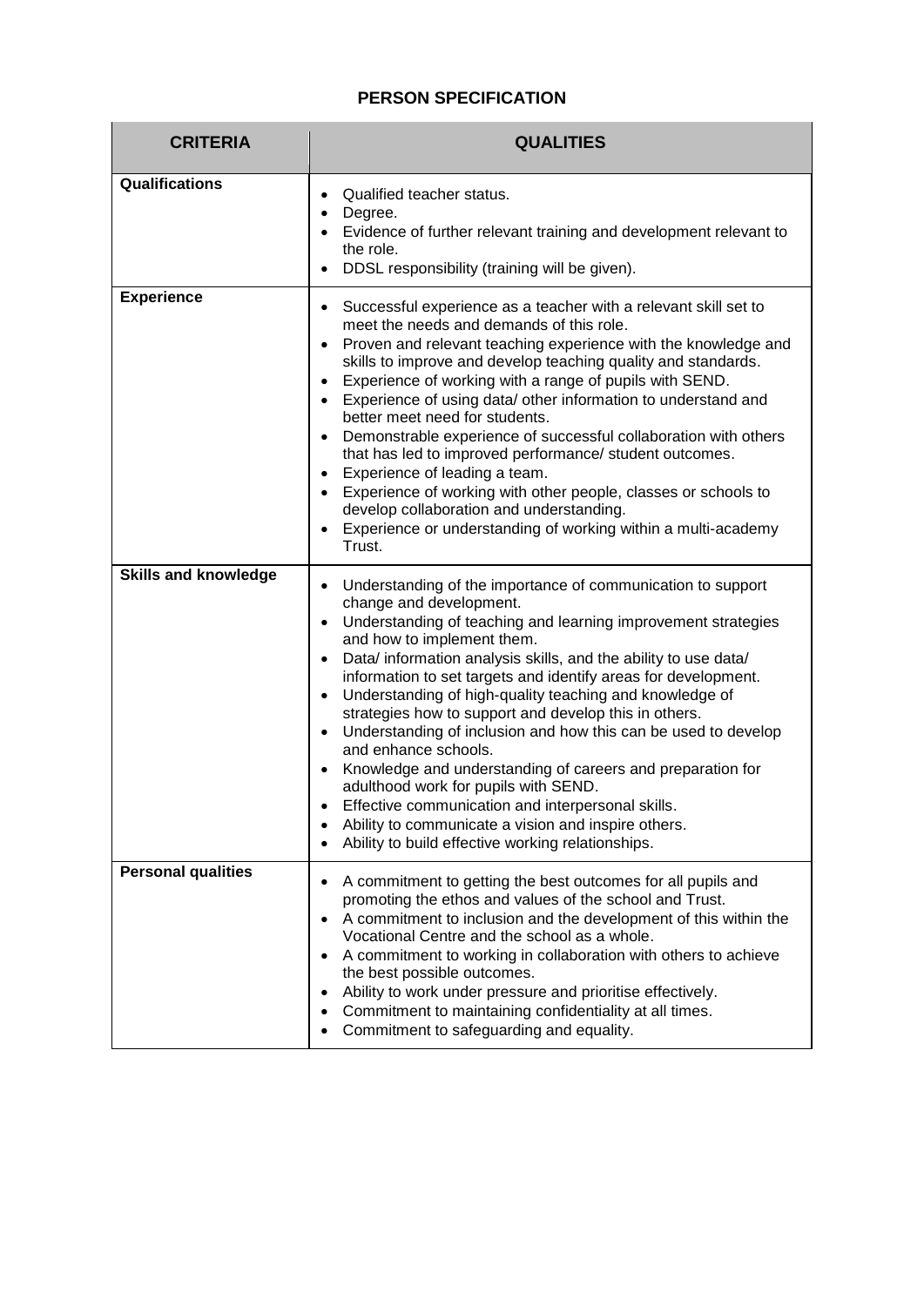# PERSON SPECIFICATION

| CRITERIA | QUALITIES |
|---|---|
| **Qualifications** | • Qualified teacher status.<br>• Degree.<br>• Evidence of further relevant training and development relevant to the role.<br>• DDSL responsibility (training will be given). |
| **Experience** | • Successful experience as a teacher with a relevant skill set to meet the needs and demands of this role.<br>• Proven and relevant teaching experience with the knowledge and skills to improve and develop teaching quality and standards.<br>• Experience of working with a range of pupils with SEND.<br>• Experience of using data/ other information to understand and better meet need for students.<br>• Demonstrable experience of successful collaboration with others that has led to improved performance/ student outcomes.<br>• Experience of leading a team.<br>• Experience of working with other people, classes or schools to develop collaboration and understanding.<br>• Experience or understanding of working within a multi-academy Trust. |
| **Skills and knowledge** | • Understanding of the importance of communication to support change and development.<br>• Understanding of teaching and learning improvement strategies and how to implement them.<br>• Data/ information analysis skills, and the ability to use data/ information to set targets and identify areas for development.<br>• Understanding of high-quality teaching and knowledge of strategies how to support and develop this in others.<br>• Understanding of inclusion and how this can be used to develop and enhance schools.<br>• Knowledge and understanding of careers and preparation for adulthood work for pupils with SEND.<br>• Effective communication and interpersonal skills.<br>• Ability to communicate a vision and inspire others.<br>• Ability to build effective working relationships. |
| **Personal qualities** | • A commitment to getting the best outcomes for all pupils and promoting the ethos and values of the school and Trust.<br>• A commitment to inclusion and the development of this within the Vocational Centre and the school as a whole.<br>• A commitment to working in collaboration with others to achieve the best possible outcomes.<br>• Ability to work under pressure and prioritise effectively.<br>• Commitment to maintaining confidentiality at all times.<br>• Commitment to safeguarding and equality. |